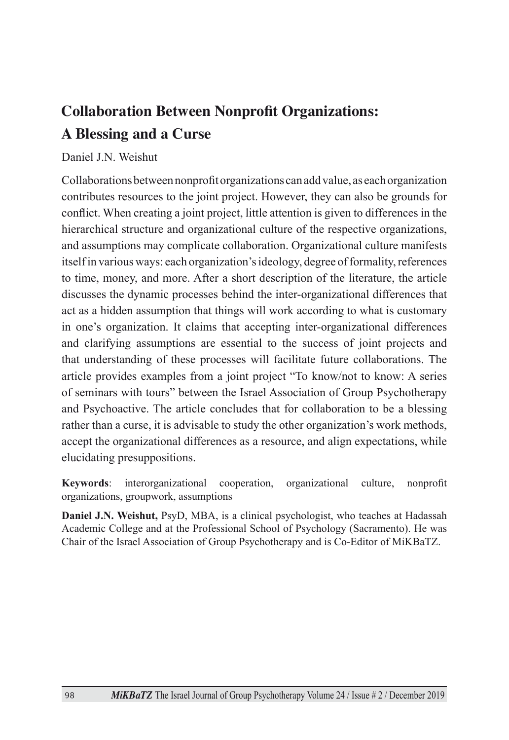# Collaboration Between Nonprofit Organizations: A Blessing and a Curse

Daniel J.N. Weishut

Collaborations between nonprofit organizations can add value, as each organization contributes resources to the joint project. However, they can also be grounds for conflict. When creating a joint project, little attention is given to differences in the hierarchical structure and organizational culture of the respective organizations, and assumptions may complicate collaboration. Organizational culture manifests itself in various ways: each organization's ideology, degree of formality, references to time, money, and more. After a short description of the literature, the article discusses the dynamic processes behind the inter-organizational differences that act as a hidden assumption that things will work according to what is customary in one's organization. It claims that accepting inter-organizational differences and clarifying assumptions are essential to the success of joint projects and that understanding of these processes will facilitate future collaborations. The article provides examples from a joint project "To know/not to know: A series of seminars with tours" between the Israel Association of Group Psychotherapy and Psychoactive. The article concludes that for collaboration to be a blessing rather than a curse, it is advisable to study the other organization's work methods, accept the organizational differences as a resource, and align expectations, while elucidating presuppositions.

**Keywords**: interorganizational cooperation, organizational culture, nonprofit organizations, groupwork, assumptions

**Daniel J.N. Weishut,** PsyD, MBA, is a clinical psychologist, who teaches at Hadassah Academic College and at the Professional School of Psychology (Sacramento). He was Chair of the Israel Association of Group Psychotherapy and is Co-Editor of MiKBaTZ.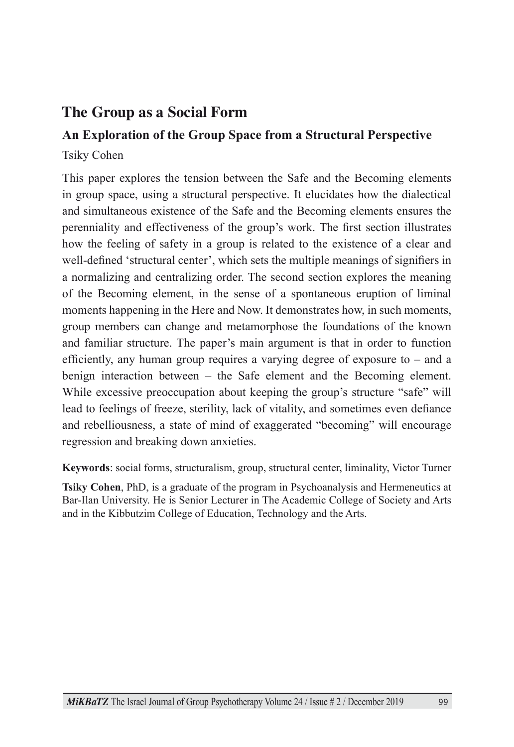# The Group as a Social Form

## An Exploration of the Group Space from a Structural Perspective

Tsiky Cohen

This paper explores the tension between the Safe and the Becoming elements in group space, using a structural perspective. It elucidates how the dialectical and simultaneous existence of the Safe and the Becoming elements ensures the perenniality and effectiveness of the group's work. The first section illustrates how the feeling of safety in a group is related to the existence of a clear and well-defined 'structural center', which sets the multiple meanings of signifiers in a normalizing and centralizing order. The second section explores the meaning of the Becoming element, in the sense of a spontaneous eruption of liminal moments happening in the Here and Now. It demonstrates how, in such moments, group members can change and metamorphose the foundations of the known and familiar structure. The paper's main argument is that in order to function efficiently, any human group requires a varying degree of exposure to – and a benign interaction between – the Safe element and the Becoming element. While excessive preoccupation about keeping the group's structure "safe" will lead to feelings of freeze, sterility, lack of vitality, and sometimes even defiance and rebelliousness, a state of mind of exaggerated "becoming" will encourage regression and breaking down anxieties.

**Keywords**: social forms, structuralism, group, structural center, liminality, Victor Turner

**Tsiky Cohen**, PhD, is a graduate of the program in Psychoanalysis and Hermeneutics at Bar-Ilan University. He is Senior Lecturer in The Academic College of Society and Arts and in the Kibbutzim College of Education, Technology and the Arts.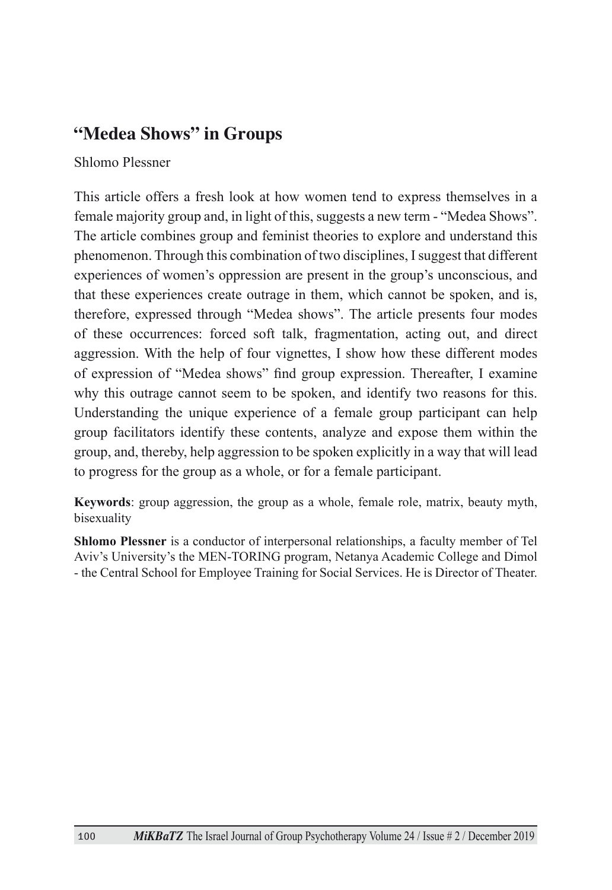## “Medea Shows” in Groups

Shlomo Plessner

This article offers a fresh look at how women tend to express themselves in a female majority group and, in light of this, suggests a new term - “Medea Shows”. The article combines group and feminist theories to explore and understand this phenomenon. Through this combination of two disciplines, I suggest that different experiences of women’s oppression are present in the group’s unconscious, and that these experiences create outrage in them, which cannot be spoken, and is, therefore, expressed through “Medea shows”. The article presents four modes of these occurrences: forced soft talk, fragmentation, acting out, and direct aggression. With the help of four vignettes, I show how these different modes of expression of “Medea shows” find group expression. Thereafter, I examine why this outrage cannot seem to be spoken, and identify two reasons for this. Understanding the unique experience of a female group participant can help group facilitators identify these contents, analyze and expose them within the group, and, thereby, help aggression to be spoken explicitly in a way that will lead to progress for the group as a whole, or for a female participant.

**Keywords**: group aggression, the group as a whole, female role, matrix, beauty myth, bisexuality

**Shlomo Plessner** is a conductor of interpersonal relationships, a faculty member of Tel Aviv’s University’s the MEN-TORING program, Netanya Academic College and Dimol - the Central School for Employee Training for Social Services. He is Director of Theater.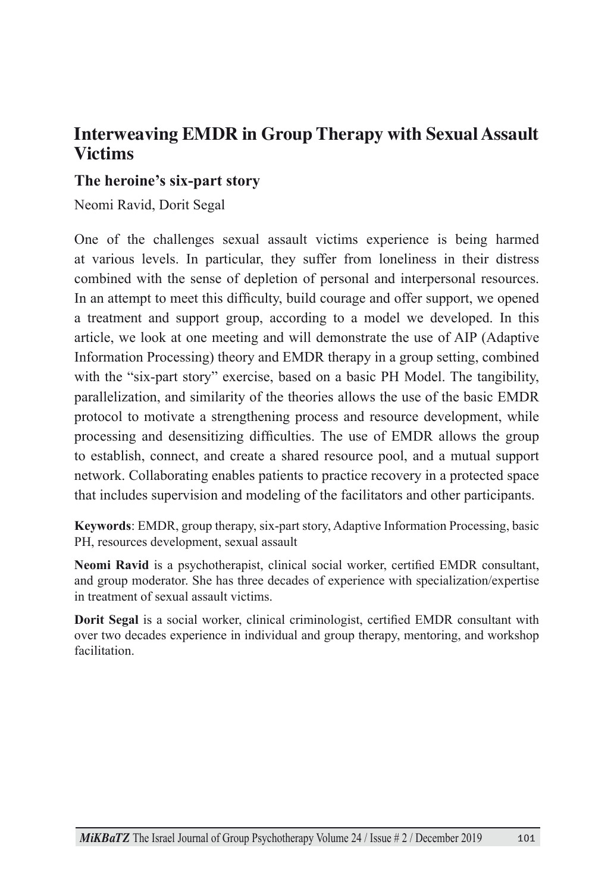# Interweaving EMDR in Group Therapy with Sexual Assault Victims

## The heroine's six-part story

Neomi Ravid, Dorit Segal

One of the challenges sexual assault victims experience is being harmed at various levels. In particular, they suffer from loneliness in their distress combined with the sense of depletion of personal and interpersonal resources. In an attempt to meet this difficulty, build courage and offer support, we opened a treatment and support group, according to a model we developed. In this article, we look at one meeting and will demonstrate the use of AIP (Adaptive Information Processing) theory and EMDR therapy in a group setting, combined with the "six-part story" exercise, based on a basic PH Model. The tangibility, parallelization, and similarity of the theories allows the use of the basic EMDR protocol to motivate a strengthening process and resource development, while processing and desensitizing difficulties. The use of EMDR allows the group to establish, connect, and create a shared resource pool, and a mutual support network. Collaborating enables patients to practice recovery in a protected space that includes supervision and modeling of the facilitators and other participants.

**Keywords**: EMDR, group therapy, six-part story, Adaptive Information Processing, basic PH, resources development, sexual assault

**Neomi Ravid** is a psychotherapist, clinical social worker, certified EMDR consultant, and group moderator. She has three decades of experience with specialization/expertise in treatment of sexual assault victims.

**Dorit Segal** is a social worker, clinical criminologist, certified EMDR consultant with over two decades experience in individual and group therapy, mentoring, and workshop facilitation.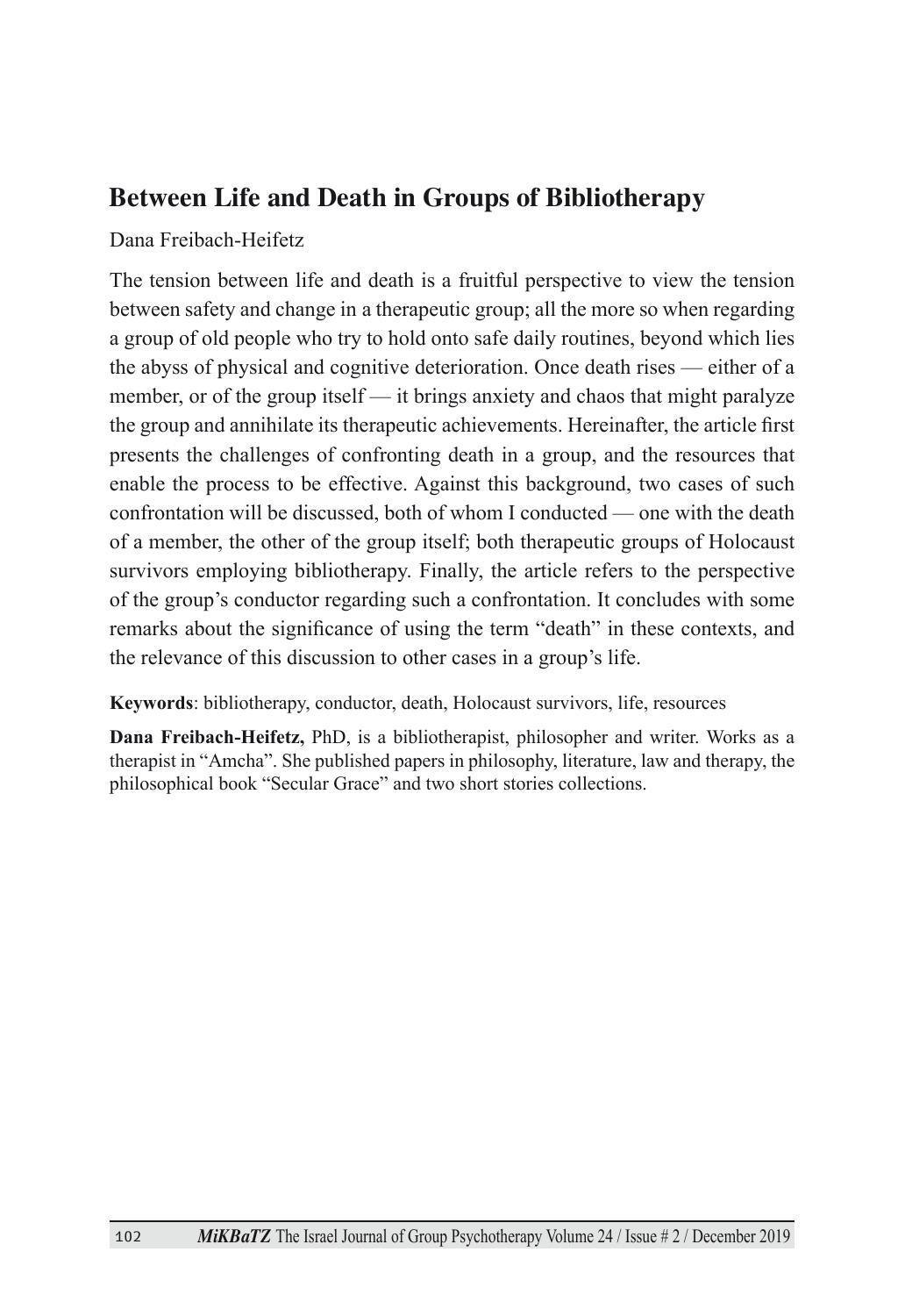## Between Life and Death in Groups of Bibliotherapy

Dana Freibach-Heifetz

The tension between life and death is a fruitful perspective to view the tension between safety and change in a therapeutic group; all the more so when regarding a group of old people who try to hold onto safe daily routines, beyond which lies the abyss of physical and cognitive deterioration. Once death rises — either of a member, or of the group itself — it brings anxiety and chaos that might paralyze the group and annihilate its therapeutic achievements. Hereinafter, the article first presents the challenges of confronting death in a group, and the resources that enable the process to be effective. Against this background, two cases of such confrontation will be discussed, both of whom I conducted — one with the death of a member, the other of the group itself; both therapeutic groups of Holocaust survivors employing bibliotherapy. Finally, the article refers to the perspective of the group's conductor regarding such a confrontation. It concludes with some remarks about the significance of using the term "death" in these contexts, and the relevance of this discussion to other cases in a group's life.

**Keywords**: bibliotherapy, conductor, death, Holocaust survivors, life, resources

**Dana Freibach-Heifetz,** PhD, is a bibliotherapist, philosopher and writer. Works as a therapist in "Amcha". She published papers in philosophy, literature, law and therapy, the philosophical book "Secular Grace" and two short stories collections.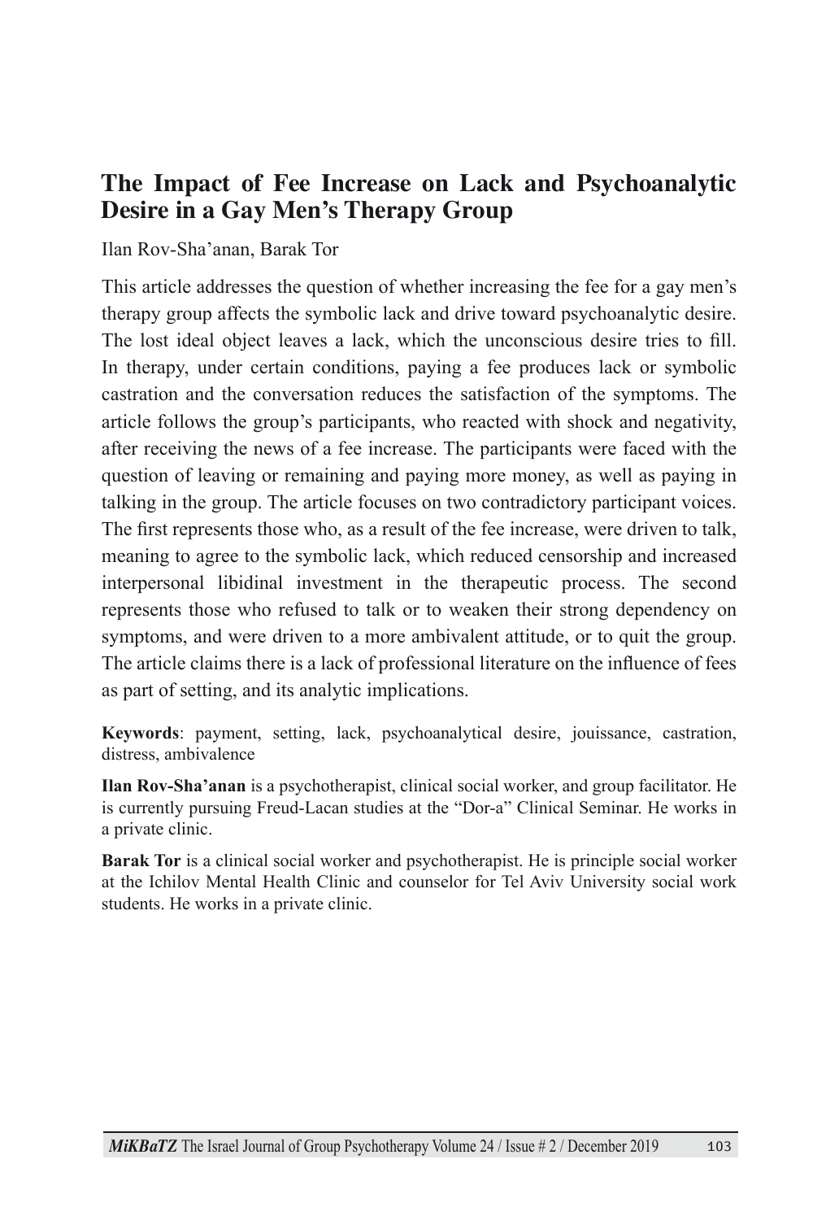# The Impact of Fee Increase on Lack and Psychoanalytic Desire in a Gay Men's Therapy Group

Ilan Rov-Sha'anan, Barak Tor

This article addresses the question of whether increasing the fee for a gay men's therapy group affects the symbolic lack and drive toward psychoanalytic desire. The lost ideal object leaves a lack, which the unconscious desire tries to fill. In therapy, under certain conditions, paying a fee produces lack or symbolic castration and the conversation reduces the satisfaction of the symptoms. The article follows the group's participants, who reacted with shock and negativity, after receiving the news of a fee increase. The participants were faced with the question of leaving or remaining and paying more money, as well as paying in talking in the group. The article focuses on two contradictory participant voices. The first represents those who, as a result of the fee increase, were driven to talk, meaning to agree to the symbolic lack, which reduced censorship and increased interpersonal libidinal investment in the therapeutic process. The second represents those who refused to talk or to weaken their strong dependency on symptoms, and were driven to a more ambivalent attitude, or to quit the group. The article claims there is a lack of professional literature on the influence of fees as part of setting, and its analytic implications.

**Keywords**: payment, setting, lack, psychoanalytical desire, jouissance, castration, distress, ambivalence

**Ilan Rov-Sha'anan** is a psychotherapist, clinical social worker, and group facilitator. He is currently pursuing Freud-Lacan studies at the "Dor-a" Clinical Seminar. He works in a private clinic.

**Barak Tor** is a clinical social worker and psychotherapist. He is principle social worker at the Ichilov Mental Health Clinic and counselor for Tel Aviv University social work students. He works in a private clinic.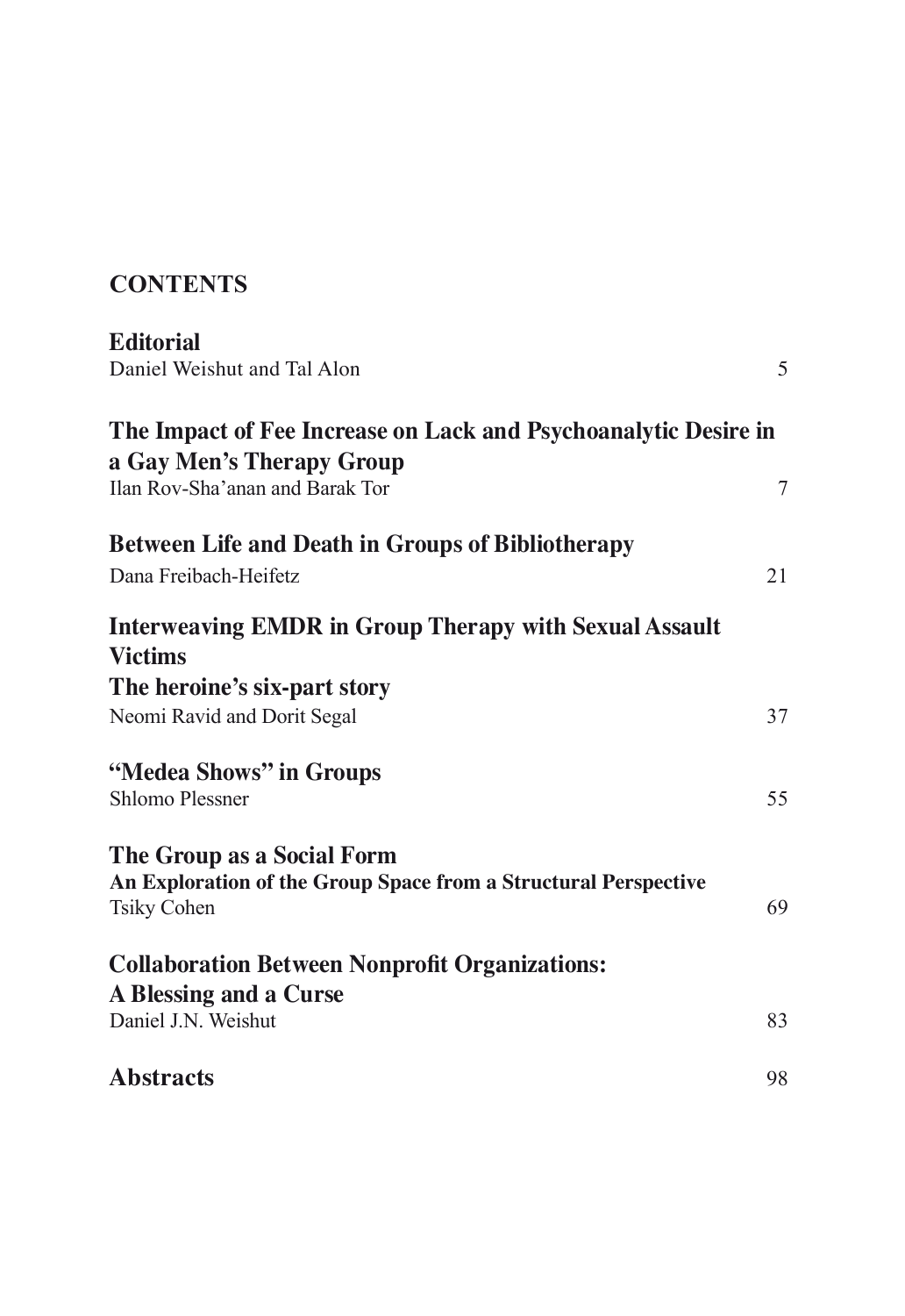## CONTENTS

**Editorial**
Daniel Weishut and Tal Alon 5

**The Impact of Fee Increase on Lack and Psychoanalytic Desire in a Gay Men's Therapy Group**
Ilan Rov-Sha'anan and Barak Tor 7

**Between Life and Death in Groups of Bibliotherapy**
Dana Freibach-Heifetz 21

**Interweaving EMDR in Group Therapy with Sexual Assault Victims**
**The heroine's six-part story**
Neomi Ravid and Dorit Segal 37

**"Medea Shows" in Groups**
Shlomo Plessner 55

**The Group as a Social Form**
**An Exploration of the Group Space from a Structural Perspective**
Tsiky Cohen 69

**Collaboration Between Nonprofit Organizations: A Blessing and a Curse**
Daniel J.N. Weishut 83

**Abstracts** 98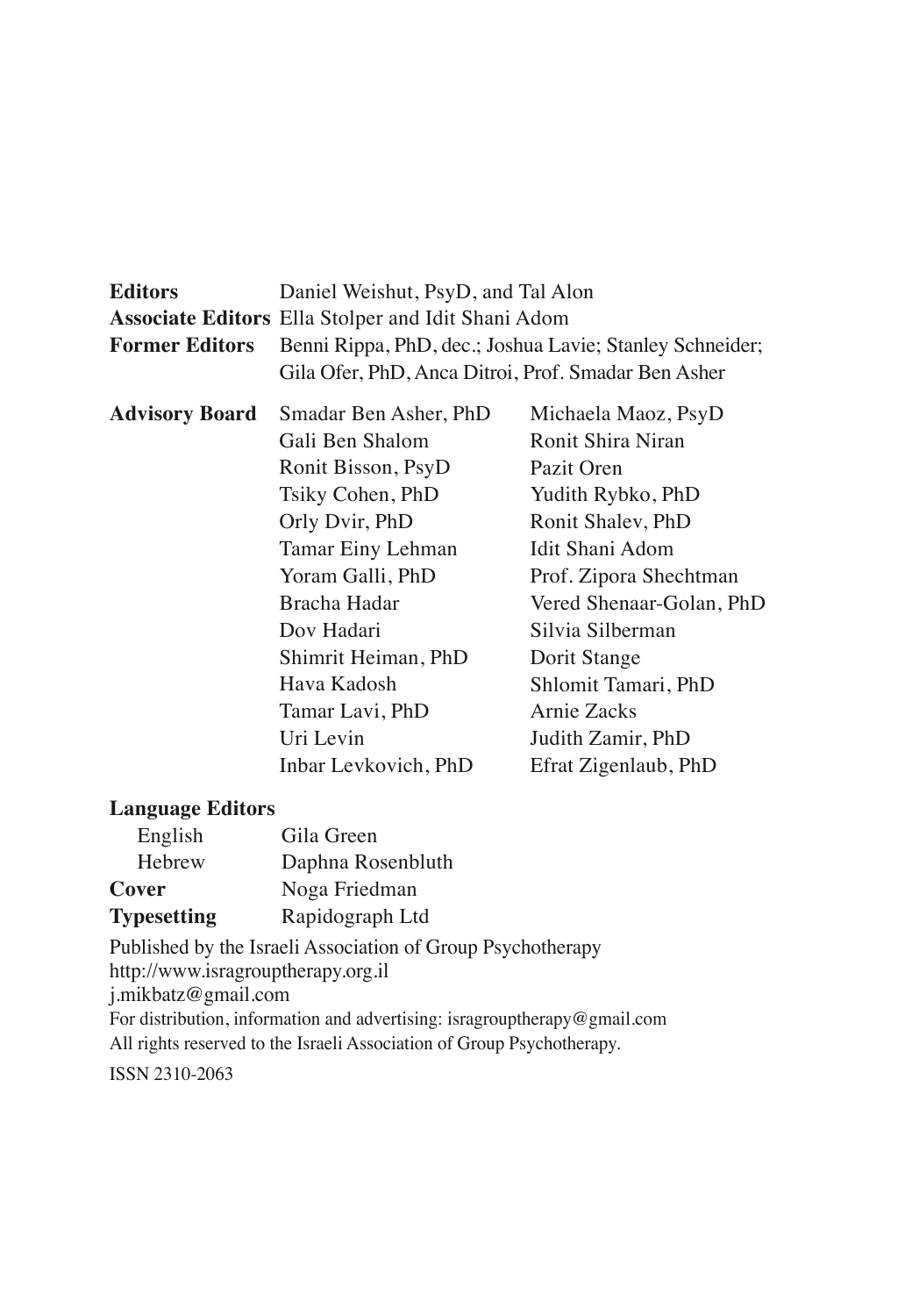**Editors** Daniel Weishut, PsyD, and Tal Alon

**Associate Editors** Ella Stolper and Idit Shani Adom

**Former Editors** Benni Rippa, PhD, dec.; Joshua Lavie; Stanley Schneider; Gila Ofer, PhD, Anca Ditroi, Prof. Smadar Ben Asher

**Advisory Board**

Smadar Ben Asher, PhD
Gali Ben Shalom
Ronit Bisson, PsyD
Tsiky Cohen, PhD
Orly Dvir, PhD
Tamar Einy Lehman
Yoram Galli, PhD
Bracha Hadar
Dov Hadari
Shimrit Heiman, PhD
Hava Kadosh
Tamar Lavi, PhD
Uri Levin
Inbar Levkovich, PhD
Michaela Maoz, PsyD
Ronit Shira Niran
Pazit Oren
Yudith Rybko, PhD
Ronit Shalev, PhD
Idit Shani Adom
Prof. Zipora Shechtman
Vered Shenaar-Golan, PhD
Silvia Silberman
Dorit Stange
Shlomit Tamari, PhD
Arnie Zacks
Judith Zamir, PhD
Efrat Zigenlaub, PhD

**Language Editors**

English Gila Green

Hebrew Daphna Rosenbluth

**Cover** Noga Friedman

**Typesetting** Rapidograph Ltd

Published by the Israeli Association of Group Psychotherapy
http://www.isragrouptherapy.org.il
j.mikbatz@gmail.com
For distribution, information and advertising: isragrouptherapy@gmail.com
All rights reserved to the Israeli Association of Group Psychotherapy.

ISSN 2310-2063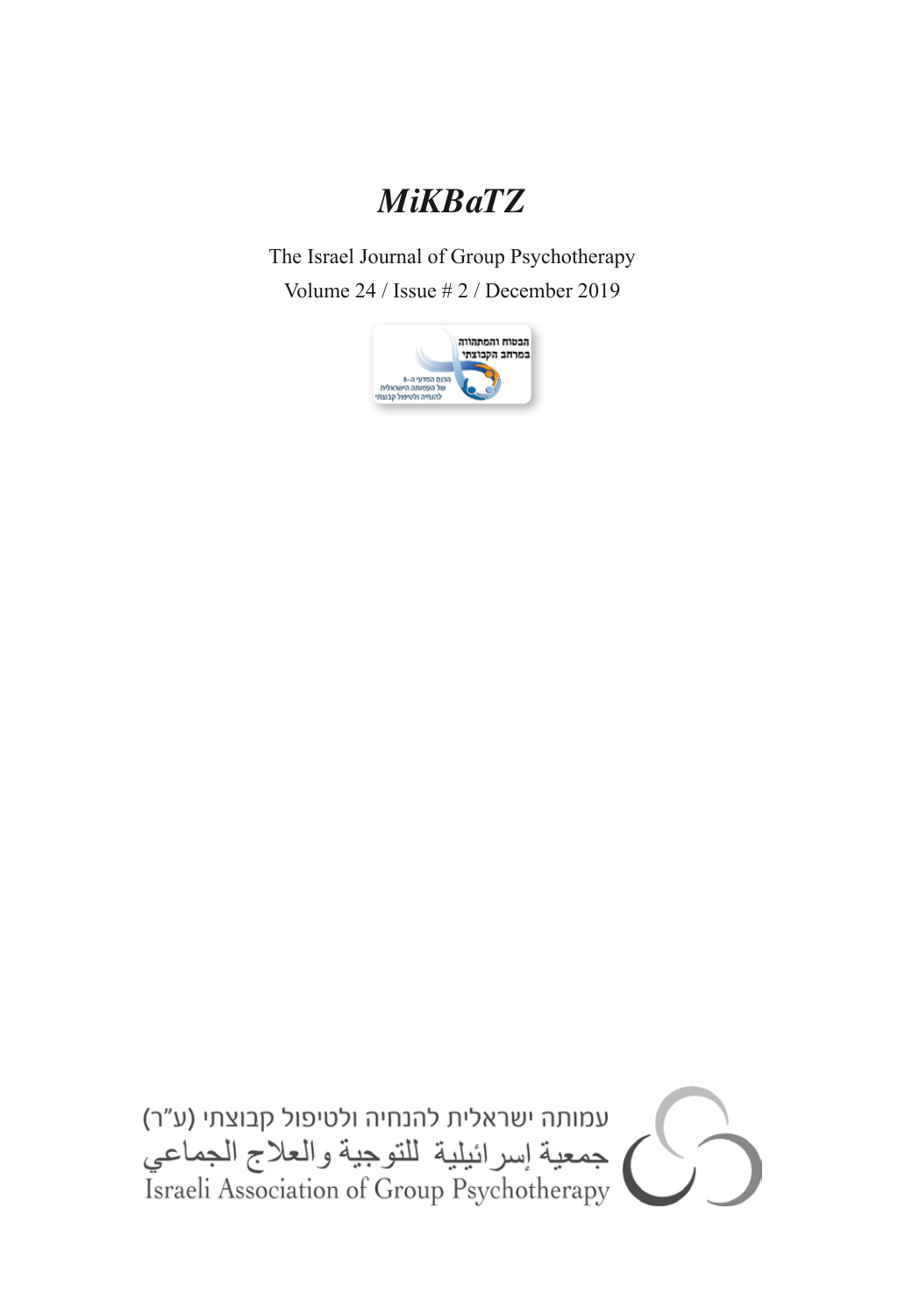# *MiKBaTZ*

The Israel Journal of Group Psychotherapy

Volume 24 / Issue # 2 / December 2019

הבטוח והמתהווה במרחב הקבוצתי

הכנס המדעי ה-8 של העמותה הישראלית להנחיה ולטיפול קבוצתי

עמותה ישראלית להנחיה ולטיפול קבוצתי (ע"ר)

جمعية إسرائيلية للتوجية والعلاج الجماعي

Israeli Association of Group Psychotherapy